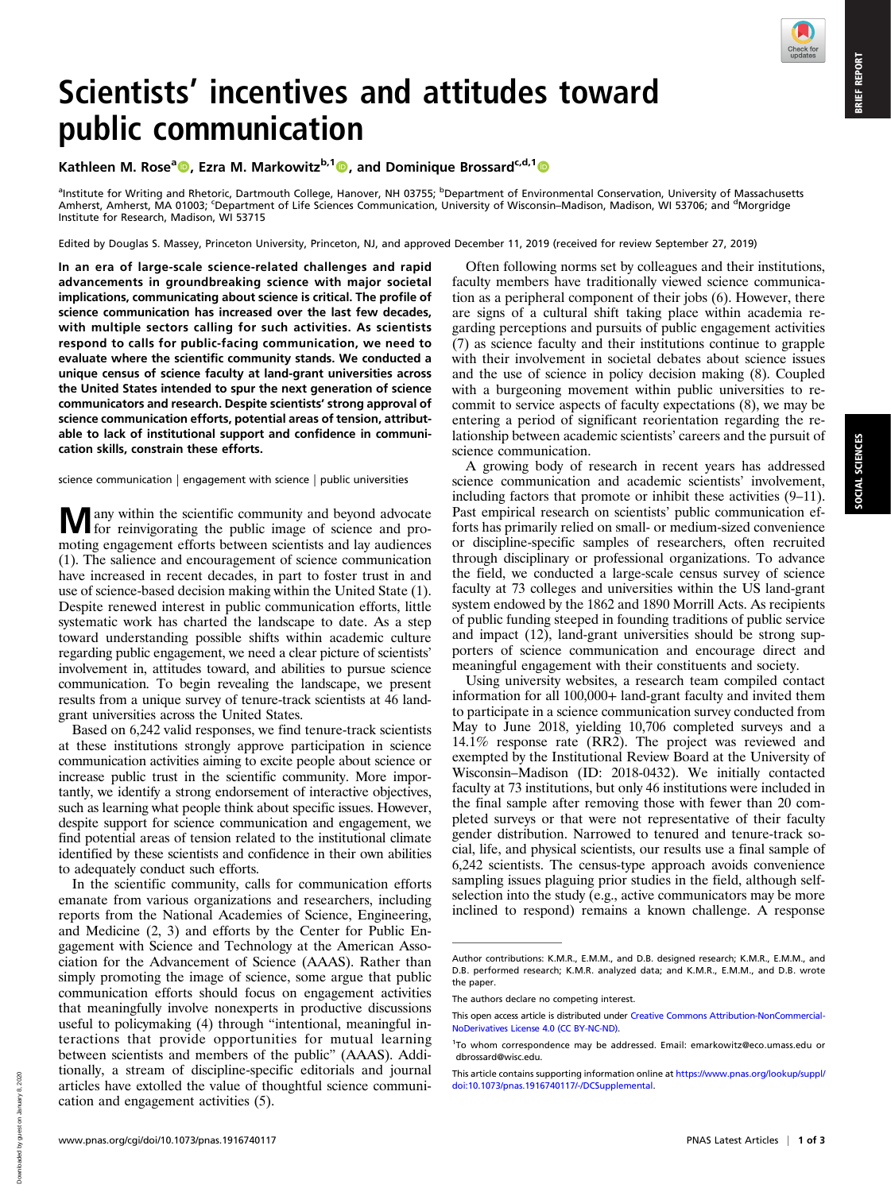# Scientists' incentives and attitudes toward public communication

Kathleen M. Rose[a], Ezra M. Markowitz[b,1], and Dominique Brossard[c,d,1]

[a]Institute for Writing and Rhetoric, Dartmouth College, Hanover, NH 03755; [b]Department of Environmental Conservation, University of Massachusetts Amherst, Amherst, MA 01003; [c]Department of Life Sciences Communication, University of Wisconsin–Madison, Madison, WI 53706; and [d]Morgridge Institute for Research, Madison, WI 53715

Edited by Douglas S. Massey, Princeton University, Princeton, NJ, and approved December 11, 2019 (received for review September 27, 2019)

**In an era of large-scale science-related challenges and rapid advancements in groundbreaking science with major societal implications, communicating about science is critical. The profile of science communication has increased over the last few decades, with multiple sectors calling for such activities. As scientists respond to calls for public-facing communication, we need to evaluate where the scientific community stands. We conducted a unique census of science faculty at land-grant universities across the United States intended to spur the next generation of science communicators and research. Despite scientists' strong approval of science communication efforts, potential areas of tension, attributable to lack of institutional support and confidence in communication skills, constrain these efforts.**

science communication | engagement with science | public universities

Many within the scientific community and beyond advocate for reinvigorating the public image of science and promoting engagement efforts between scientists and lay audiences (1). The salience and encouragement of science communication have increased in recent decades, in part to foster trust in and use of science-based decision making within the United State (1). Despite renewed interest in public communication efforts, little systematic work has charted the landscape to date. As a step toward understanding possible shifts within academic culture regarding public engagement, we need a clear picture of scientists' involvement in, attitudes toward, and abilities to pursue science communication. To begin revealing the landscape, we present results from a unique survey of tenure-track scientists at 46 land-grant universities across the United States.

Based on 6,242 valid responses, we find tenure-track scientists at these institutions strongly approve participation in science communication activities aiming to excite people about science or increase public trust in the scientific community. More importantly, we identify a strong endorsement of interactive objectives, such as learning what people think about specific issues. However, despite support for science communication and engagement, we find potential areas of tension related to the institutional climate identified by these scientists and confidence in their own abilities to adequately conduct such efforts.

In the scientific community, calls for communication efforts emanate from various organizations and researchers, including reports from the National Academies of Science, Engineering, and Medicine (2, 3) and efforts by the Center for Public Engagement with Science and Technology at the American Association for the Advancement of Science (AAAS). Rather than simply promoting the image of science, some argue that public communication efforts should focus on engagement activities that meaningfully involve nonexperts in productive discussions useful to policymaking (4) through "intentional, meaningful interactions that provide opportunities for mutual learning between scientists and members of the public" (AAAS). Additionally, a stream of discipline-specific editorials and journal articles have extolled the value of thoughtful science communication and engagement activities (5).

Often following norms set by colleagues and their institutions, faculty members have traditionally viewed science communication as a peripheral component of their jobs (6). However, there are signs of a cultural shift taking place within academia regarding perceptions and pursuits of public engagement activities (7) as science faculty and their institutions continue to grapple with their involvement in societal debates about science issues and the use of science in policy decision making (8). Coupled with a burgeoning movement within public universities to recommit to service aspects of faculty expectations (8), we may be entering a period of significant reorientation regarding the relationship between academic scientists' careers and the pursuit of science communication.

A growing body of research in recent years has addressed science communication and academic scientists' involvement, including factors that promote or inhibit these activities (9–11). Past empirical research on scientists' public communication efforts has primarily relied on small- or medium-sized convenience or discipline-specific samples of researchers, often recruited through disciplinary or professional organizations. To advance the field, we conducted a large-scale census survey of science faculty at 73 colleges and universities within the US land-grant system endowed by the 1862 and 1890 Morrill Acts. As recipients of public funding steeped in founding traditions of public service and impact (12), land-grant universities should be strong supporters of science communication and encourage direct and meaningful engagement with their constituents and society.

Using university websites, a research team compiled contact information for all 100,000+ land-grant faculty and invited them to participate in a science communication survey conducted from May to June 2018, yielding 10,706 completed surveys and a 14.1% response rate (RR2). The project was reviewed and exempted by the Institutional Review Board at the University of Wisconsin–Madison (ID: 2018-0432). We initially contacted faculty at 73 institutions, but only 46 institutions were included in the final sample after removing those with fewer than 20 completed surveys or that were not representative of their faculty gender distribution. Narrowed to tenured and tenure-track social, life, and physical scientists, our results use a final sample of 6,242 scientists. The census-type approach avoids convenience sampling issues plaguing prior studies in the field, although self-selection into the study (e.g., active communicators may be more inclined to respond) remains a known challenge. A response

Author contributions: K.M.R., E.M.M., and D.B. designed research; K.M.R., E.M.M., and D.B. performed research; K.M.R. analyzed data; and K.M.R., E.M.M., and D.B. wrote the paper.

The authors declare no competing interest.

This open access article is distributed under Creative Commons Attribution-NonCommercial-NoDerivatives License 4.0 (CC BY-NC-ND).

[1]To whom correspondence may be addressed. Email: emarkowitz@eco.umass.edu or dbrossard@wisc.edu.

This article contains supporting information online at https://www.pnas.org/lookup/suppl/doi:10.1073/pnas.1916740117/-/DCSupplemental.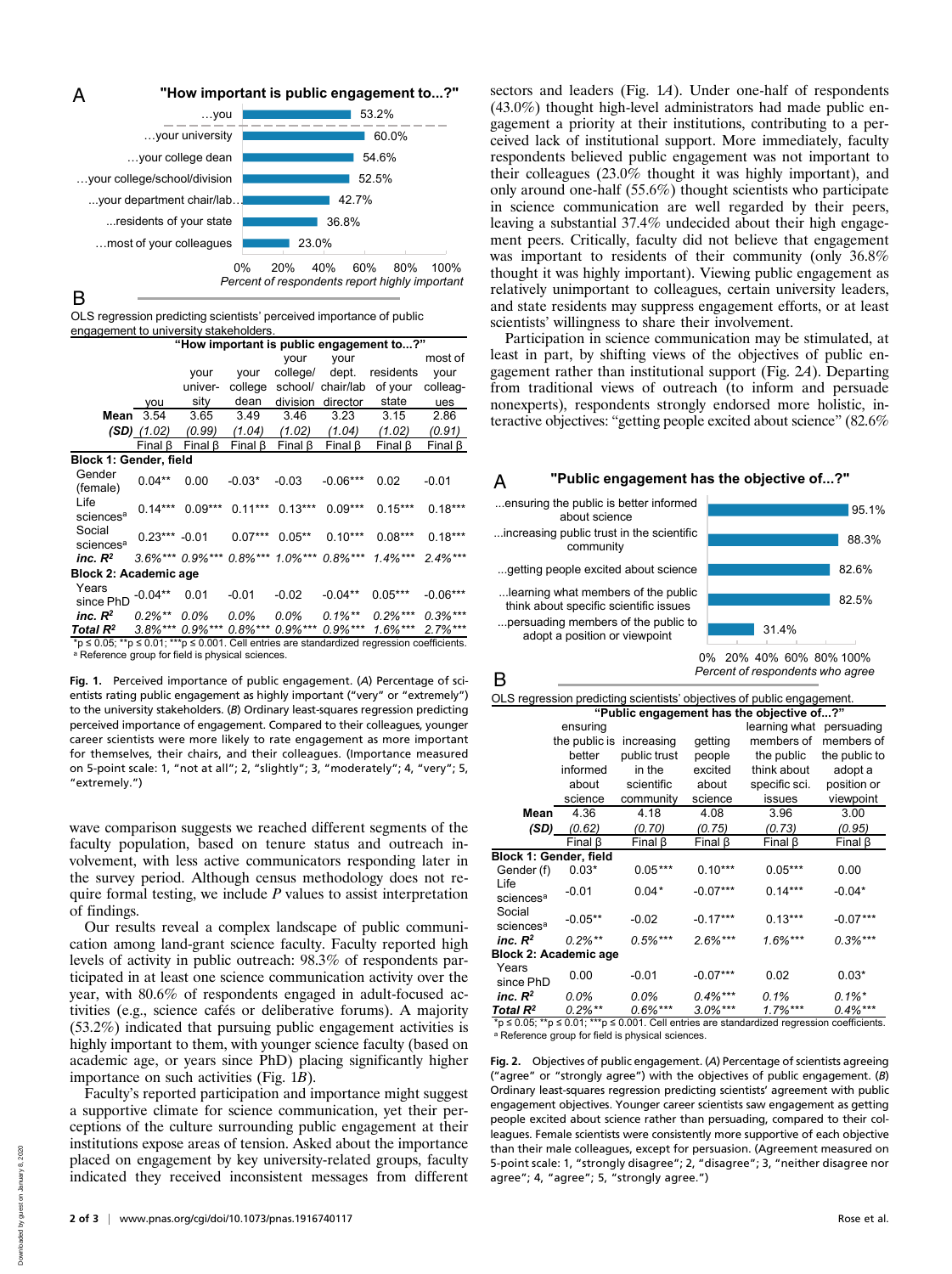**A** "How important is public engagement to...?"

| | Percent of respondents report highly important |
|---|---|
| ...you | 53.2% |
| ...your university | 60.0% |
| ...your college dean | 54.6% |
| ...your college/school/division | 52.5% |
| ...your department chair/lab... | 42.7% |
| ...residents of your state | 36.8% |
| ...most of your colleagues | 23.0% |

**B**

OLS regression predicting scientists' perceived importance of public engagement to university stakeholders.

| | "How important is public engagement to...?" | | | | | | |
|---|---|---|---|---|---|---|---|
| | you | your university | your college dean | your college/ school/ division | your dept. chair/lab director | residents of your state | most of your colleagues |
| **Mean** | 3.54 | 3.65 | 3.49 | 3.46 | 3.23 | 3.15 | 2.86 |
| ***(SD)*** | *(1.02)* | *(0.99)* | *(1.04)* | *(1.02)* | *(1.04)* | *(1.02)* | *(0.91)* |
| | Final β | Final β | Final β | Final β | Final β | Final β | Final β |
| **Block 1: Gender, field** | | | | | | | |
| Gender (female) | 0.04** | 0.00 | -0.03* | -0.03 | -0.06*** | 0.02 | -0.01 |
| Life sciences[a] | 0.14*** | 0.09*** | 0.11*** | 0.13*** | 0.09*** | 0.15*** | 0.18*** |
| Social sciences[a] | 0.23*** | -0.01 | 0.07*** | 0.05** | 0.10*** | 0.08*** | 0.18*** |
| ***inc. $R^2$*** | *3.6%**** | *0.9%**** | *0.8%**** | *1.0%**** | *0.8%**** | *1.4%**** | *2.4%**** |
| **Block 2: Academic age** | | | | | | | |
| Years since PhD | -0.04** | 0.01 | -0.01 | -0.02 | -0.04** | 0.05*** | -0.06*** |
| ***inc. $R^2$*** | *0.2%*** | *0.0%* | *0.0%* | *0.0%* | *0.1%*** | *0.2%**** | *0.3%**** |
| ***Total $R^2$*** | *3.8%**** | *0.9%**** | *0.8%**** | *0.9%**** | *0.9%**** | *1.6%**** | *2.7%**** |

*p ≤ 0.05; **p ≤ 0.01; ***p ≤ 0.001. Cell entries are standardized regression coefficients.
[a] Reference group for field is physical sciences.

**Fig. 1.** Perceived importance of public engagement. (*A*) Percentage of scientists rating public engagement as highly important ("very" or "extremely") to the university stakeholders. (*B*) Ordinary least-squares regression predicting perceived importance of engagement. Compared to their colleagues, younger career scientists were more likely to rate engagement as more important for themselves, their chairs, and their colleagues. (Importance measured on 5-point scale: 1, "not at all"; 2, "slightly"; 3, "moderately"; 4, "very"; 5, "extremely.")

wave comparison suggests we reached different segments of the faculty population, based on tenure status and outreach involvement, with less active communicators responding later in the survey period. Although census methodology does not require formal testing, we include *P* values to assist interpretation of findings.

Our results reveal a complex landscape of public communication among land-grant science faculty. Faculty reported high levels of activity in public outreach: 98.3% of respondents participated in at least one science communication activity over the year, with 80.6% of respondents engaged in adult-focused activities (e.g., science cafés or deliberative forums). A majority (53.2%) indicated that pursuing public engagement activities is highly important to them, with younger science faculty (based on academic age, or years since PhD) placing significantly higher importance on such activities (Fig. 1*B*).

Faculty's reported participation and importance might suggest a supportive climate for science communication, yet their perceptions of the culture surrounding public engagement at their institutions expose areas of tension. Asked about the importance placed on engagement by key university-related groups, faculty indicated they received inconsistent messages from different sectors and leaders (Fig. 1*A*). Under one-half of respondents (43.0%) thought high-level administrators had made public engagement a priority at their institutions, contributing to a perceived lack of institutional support. More immediately, faculty respondents believed public engagement was not important to their colleagues (23.0% thought it was highly important), and only around one-half (55.6%) thought scientists who participate in science communication are well regarded by their peers, leaving a substantial 37.4% undecided about their high engagement peers. Critically, faculty did not believe that engagement was important to residents of their community (only 36.8% thought it was highly important). Viewing public engagement as relatively unimportant to colleagues, certain university leaders, and state residents may suppress engagement efforts, or at least scientists' willingness to share their involvement.

Participation in science communication may be stimulated, at least in part, by shifting views of the objectives of public engagement rather than institutional support (Fig. 2*A*). Departing from traditional views of outreach (to inform and persuade nonexperts), respondents strongly endorsed more holistic, interactive objectives: "getting people excited about science" (82.6%

**A** "Public engagement has the objective of...?"

| | Percent of respondents who agree |
|---|---|
| ...ensuring the public is better informed about science | 95.1% |
| ...increasing public trust in the scientific community | 88.3% |
| ...getting people excited about science | 82.6% |
| ...learning what members of the public think about specific scientific issues | 82.5% |
| ...persuading members of the public to adopt a position or viewpoint | 31.4% |

**B**

OLS regression predicting scientists' objectives of public engagement.

| | "Public engagement has the objective of...?" | | | | |
|---|---|---|---|---|---|
| | ensuring the public is better informed about science | increasing public trust in the scientific community | getting people excited about science | learning what members of the public think about specific sci. issues | persuading members of the public to adopt a position or viewpoint |
| **Mean** | 4.36 | 4.18 | 4.08 | 3.96 | 3.00 |
| ***(SD)*** | *(0.62)* | *(0.70)* | *(0.75)* | *(0.73)* | *(0.95)* |
| | Final β | Final β | Final β | Final β | Final β |
| **Block 1: Gender, field** | | | | | |
| Gender (f) | 0.03* | 0.05*** | 0.10*** | 0.05*** | 0.00 |
| Life sciences[a] | -0.01 | 0.04* | -0.07*** | 0.14*** | -0.04* |
| Social sciences[a] | -0.05** | -0.02 | -0.17*** | 0.13*** | -0.07*** |
| ***inc. $R^2$*** | *0.2%*** | *0.5%**** | *2.6%**** | *1.6%**** | *0.3%**** |
| **Block 2: Academic age** | | | | | |
| Years since PhD | 0.00 | -0.01 | -0.07*** | 0.02 | 0.03* |
| ***inc. $R^2$*** | *0.0%* | *0.0%* | *0.4%**** | *0.1%* | *0.1%** |
| ***Total $R^2$*** | *0.2%*** | *0.6%**** | *3.0%**** | *1.7%**** | *0.4%**** |

*p ≤ 0.05; **p ≤ 0.01; ***p ≤ 0.001. Cell entries are standardized regression coefficients.
[a] Reference group for field is physical sciences.

**Fig. 2.** Objectives of public engagement. (*A*) Percentage of scientists agreeing ("agree" or "strongly agree") with the objectives of public engagement. (*B*) Ordinary least-squares regression predicting scientists' agreement with public engagement objectives. Younger career scientists saw engagement as getting people excited about science rather than persuading, compared to their colleagues. Female scientists were consistently more supportive of each objective than their male colleagues, except for persuasion. (Agreement measured on 5-point scale: 1, "strongly disagree"; 2, "disagree"; 3, "neither disagree nor agree"; 4, "agree"; 5, "strongly agree.")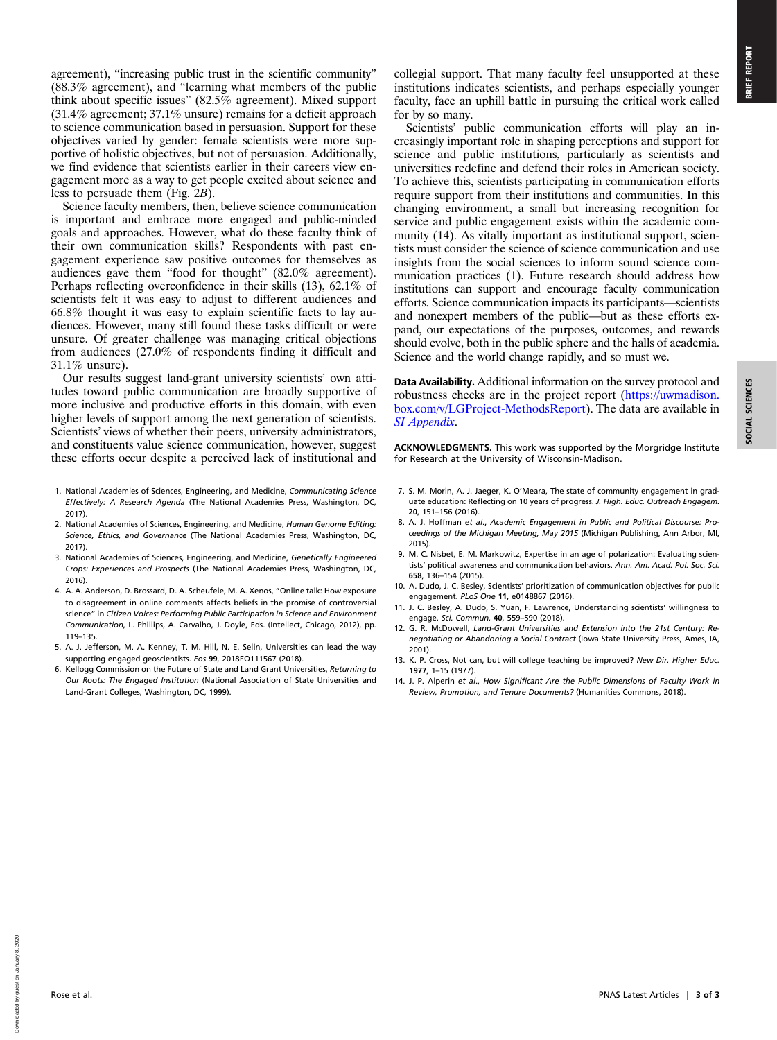agreement), "increasing public trust in the scientific community" (88.3% agreement), and "learning what members of the public think about specific issues" (82.5% agreement). Mixed support (31.4% agreement; 37.1% unsure) remains for a deficit approach to science communication based in persuasion. Support for these objectives varied by gender: female scientists were more supportive of holistic objectives, but not of persuasion. Additionally, we find evidence that scientists earlier in their careers view engagement more as a way to get people excited about science and less to persuade them (Fig. 2*B*).

Science faculty members, then, believe science communication is important and embrace more engaged and public-minded goals and approaches. However, what do these faculty think of their own communication skills? Respondents with past engagement experience saw positive outcomes for themselves as audiences gave them "food for thought" (82.0% agreement). Perhaps reflecting overconfidence in their skills (13), 62.1% of scientists felt it was easy to adjust to different audiences and 66.8% thought it was easy to explain scientific facts to lay audiences. However, many still found these tasks difficult or were unsure. Of greater challenge was managing critical objections from audiences (27.0% of respondents finding it difficult and 31.1% unsure).

Our results suggest land-grant university scientists' own attitudes toward public communication are broadly supportive of more inclusive and productive efforts in this domain, with even higher levels of support among the next generation of scientists. Scientists' views of whether their peers, university administrators, and constituents value science communication, however, suggest these efforts occur despite a perceived lack of institutional and collegial support. That many faculty feel unsupported at these institutions indicates scientists, and perhaps especially younger faculty, face an uphill battle in pursuing the critical work called for by so many.

Scientists' public communication efforts will play an increasingly important role in shaping perceptions and support for science and public institutions, particularly as scientists and universities redefine and defend their roles in American society. To achieve this, scientists participating in communication efforts require support from their institutions and communities. In this changing environment, a small but increasing recognition for service and public engagement exists within the academic community (14). As vitally important as institutional support, scientists must consider the science of science communication and use insights from the social sciences to inform sound science communication practices (1). Future research should address how institutions can support and encourage faculty communication efforts. Science communication impacts its participants—scientists and nonexpert members of the public—but as these efforts expand, our expectations of the purposes, outcomes, and rewards should evolve, both in the public sphere and the halls of academia. Science and the world change rapidly, and so must we.

**Data Availability.** Additional information on the survey protocol and robustness checks are in the project report (https://uwmadison.box.com/v/LGProject-MethodsReport). The data are available in *SI Appendix*.

**ACKNOWLEDGMENTS.** This work was supported by the Morgridge Institute for Research at the University of Wisconsin-Madison.

1. National Academies of Sciences, Engineering, and Medicine, *Communicating Science Effectively: A Research Agenda* (The National Academies Press, Washington, DC, 2017).
2. National Academies of Sciences, Engineering, and Medicine, *Human Genome Editing: Science, Ethics, and Governance* (The National Academies Press, Washington, DC, 2017).
3. National Academies of Sciences, Engineering, and Medicine, *Genetically Engineered Crops: Experiences and Prospects* (The National Academies Press, Washington, DC, 2016).
4. A. A. Anderson, D. Brossard, D. A. Scheufele, M. A. Xenos, "Online talk: How exposure to disagreement in online comments affects beliefs in the promise of controversial science" in *Citizen Voices: Performing Public Participation in Science and Environment Communication*, L. Phillips, A. Carvalho, J. Doyle, Eds. (Intellect, Chicago, 2012), pp. 119–135.
5. A. J. Jefferson, M. A. Kenney, T. M. Hill, N. E. Selin, Universities can lead the way supporting engaged geoscientists. *Eos* **99**, 2018EO111567 (2018).
6. Kellogg Commission on the Future of State and Land Grant Universities, *Returning to Our Roots: The Engaged Institution* (National Association of State Universities and Land-Grant Colleges, Washington, DC, 1999).
7. S. M. Morin, A. J. Jaeger, K. O'Meara, The state of community engagement in graduate education: Reflecting on 10 years of progress. *J. High. Educ. Outreach Engagem.* **20**, 151–156 (2016).
8. A. J. Hoffman *et al.*, *Academic Engagement in Public and Political Discourse: Proceedings of the Michigan Meeting, May 2015* (Michigan Publishing, Ann Arbor, MI, 2015).
9. M. C. Nisbet, E. M. Markowitz, Expertise in an age of polarization: Evaluating scientists' political awareness and communication behaviors. *Ann. Am. Acad. Pol. Soc. Sci.* **658**, 136–154 (2015).
10. A. Dudo, J. C. Besley, Scientists' prioritization of communication objectives for public engagement. *PLoS One* **11**, e0148867 (2016).
11. J. C. Besley, A. Dudo, S. Yuan, F. Lawrence, Understanding scientists' willingness to engage. *Sci. Commun.* **40**, 559–590 (2018).
12. G. R. McDowell, *Land-Grant Universities and Extension into the 21st Century: Renegotiating or Abandoning a Social Contract* (Iowa State University Press, Ames, IA, 2001).
13. K. P. Cross, Not can, but will college teaching be improved? *New Dir. Higher Educ.* **1977**, 1–15 (1977).
14. J. P. Alperin *et al.*, *How Significant Are the Public Dimensions of Faculty Work in Review, Promotion, and Tenure Documents?* (Humanities Commons, 2018).